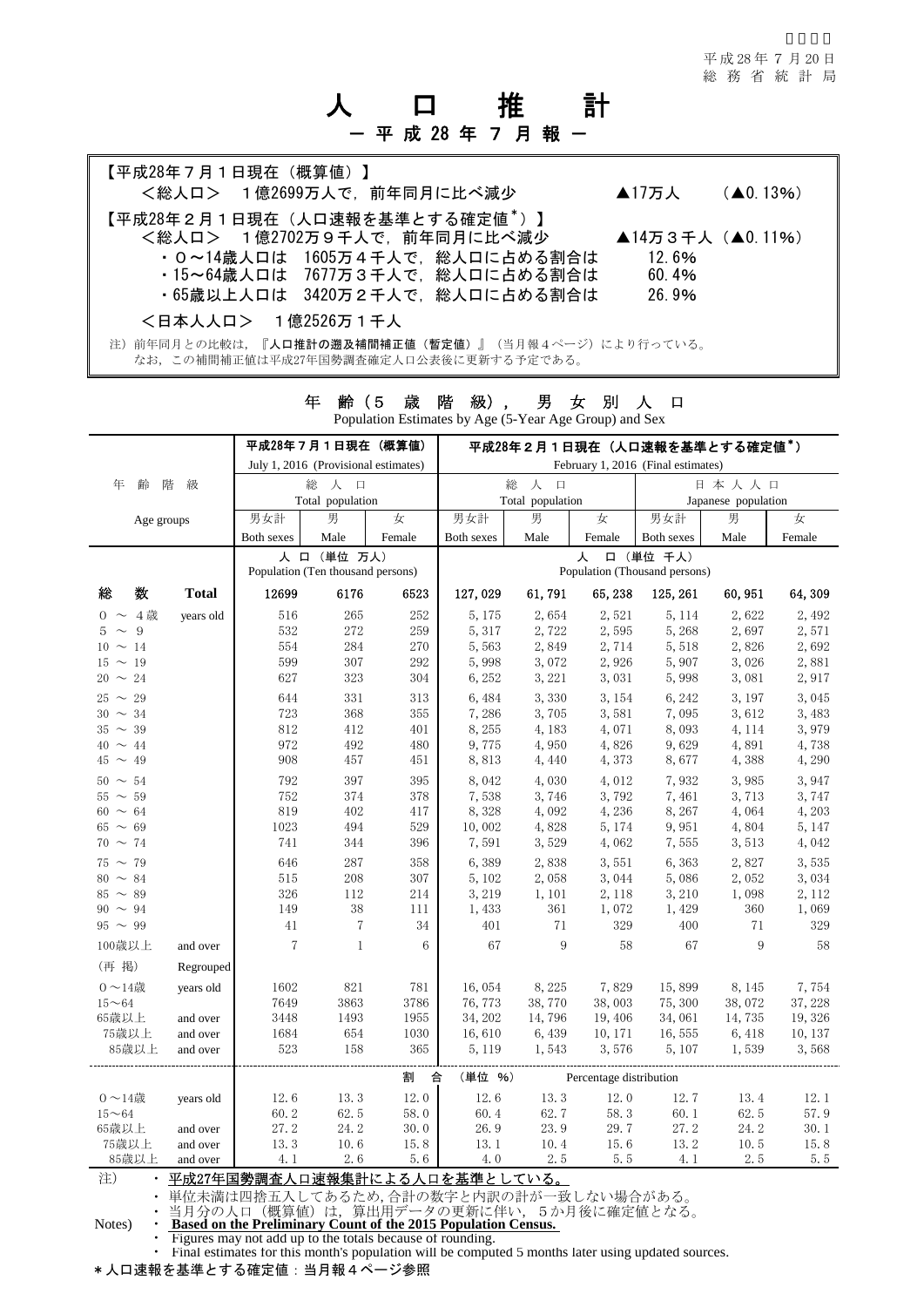平成28年７月20日
総務省統計局

# 人口推計

## ― 平成28年７月報 ―

【平成28年７月１日現在（概算値）】

＜総人口＞　１億2699万人で，前年同月に比べ減少　▲17万人　（▲0.13%）

【平成28年２月１日現在（人口速報を基準とする確定値*）】

＜総人口＞　１億2702万９千人で，前年同月に比べ減少　▲14万３千人（▲0.11%）

- ０～14歳人口は　1605万４千人で，総人口に占める割合は　12.6%
- 15～64歳人口は　7677万３千人で，総人口に占める割合は　60.4%
- 65歳以上人口は　3420万２千人で，総人口に占める割合は　26.9%

＜日本人人口＞　１億2526万１千人

注）前年同月との比較は，『人口推計の遡及補間補正値（暫定値）』（当月報４ページ）により行っている。
なお，この補間補正値は平成27年国勢調査確定人口公表後に更新する予定である。

### 年齢（５歳階級），男女別人口

Population Estimates by Age (5-Year Age Group) and Sex

| 年齢階級 Age groups | | 平成28年７月１日現在（概算値） July 1, 2016 (Provisional estimates) 総人口 Total population | | | 平成28年２月１日現在（人口速報を基準とする確定値*） February 1, 2016 (Final estimates) 総人口 Total population | | | 日本人人口 Japanese population | | |
|---|---|---|---|---|---|---|---|---|---|---|
| | | 男女計 Both sexes | 男 Male | 女 Female | 男女計 Both sexes | 男 Male | 女 Female | 男女計 Both sexes | 男 Male | 女 Female |
| | | 人口（単位 万人） Population (Ten thousand persons) | | | 人口（単位 千人） Population (Thousand persons) | | | | | |
| 総数 | Total | 12699 | 6176 | 6523 | 127,029 | 61,791 | 65,238 | 125,261 | 60,951 | 64,309 |
| 0 ～ 4歳 | years old | 516 | 265 | 252 | 5,175 | 2,654 | 2,521 | 5,114 | 2,622 | 2,492 |
| 5 ～ 9 | | 532 | 272 | 259 | 5,317 | 2,722 | 2,595 | 5,268 | 2,697 | 2,571 |
| 10 ～ 14 | | 554 | 284 | 270 | 5,563 | 2,849 | 2,714 | 5,518 | 2,826 | 2,692 |
| 15 ～ 19 | | 599 | 307 | 292 | 5,998 | 3,072 | 2,926 | 5,907 | 3,026 | 2,881 |
| 20 ～ 24 | | 627 | 323 | 304 | 6,252 | 3,221 | 3,031 | 5,998 | 3,081 | 2,917 |
| 25 ～ 29 | | 644 | 331 | 313 | 6,484 | 3,330 | 3,154 | 6,242 | 3,197 | 3,045 |
| 30 ～ 34 | | 723 | 368 | 355 | 7,286 | 3,705 | 3,581 | 7,095 | 3,612 | 3,483 |
| 35 ～ 39 | | 812 | 412 | 401 | 8,255 | 4,183 | 4,071 | 8,093 | 4,114 | 3,979 |
| 40 ～ 44 | | 972 | 492 | 480 | 9,775 | 4,950 | 4,826 | 9,629 | 4,891 | 4,738 |
| 45 ～ 49 | | 908 | 457 | 451 | 8,813 | 4,440 | 4,373 | 8,677 | 4,388 | 4,290 |
| 50 ～ 54 | | 792 | 397 | 395 | 8,042 | 4,030 | 4,012 | 7,932 | 3,985 | 3,947 |
| 55 ～ 59 | | 752 | 374 | 378 | 7,538 | 3,746 | 3,792 | 7,461 | 3,713 | 3,747 |
| 60 ～ 64 | | 819 | 402 | 417 | 8,328 | 4,092 | 4,236 | 8,267 | 4,064 | 4,203 |
| 65 ～ 69 | | 1023 | 494 | 529 | 10,002 | 4,828 | 5,174 | 9,951 | 4,804 | 5,147 |
| 70 ～ 74 | | 741 | 344 | 396 | 7,591 | 3,529 | 4,062 | 7,555 | 3,513 | 4,042 |
| 75 ～ 79 | | 646 | 287 | 358 | 6,389 | 2,838 | 3,551 | 6,363 | 2,827 | 3,535 |
| 80 ～ 84 | | 515 | 208 | 307 | 5,102 | 2,058 | 3,044 | 5,086 | 2,052 | 3,034 |
| 85 ～ 89 | | 326 | 112 | 214 | 3,219 | 1,101 | 2,118 | 3,210 | 1,098 | 2,112 |
| 90 ～ 94 | | 149 | 38 | 111 | 1,433 | 361 | 1,072 | 1,429 | 360 | 1,069 |
| 95 ～ 99 | | 41 | 7 | 34 | 401 | 71 | 329 | 400 | 71 | 329 |
| 100歳以上 | and over | 7 | 1 | 6 | 67 | 9 | 58 | 67 | 9 | 58 |
| （再掲） | Regrouped | | | | | | | | | |
| 0～14歳 | years old | 1602 | 821 | 781 | 16,054 | 8,225 | 7,829 | 15,899 | 8,145 | 7,754 |
| 15～64 | | 7649 | 3863 | 3786 | 76,773 | 38,770 | 38,003 | 75,300 | 38,072 | 37,228 |
| 65歳以上 | and over | 3448 | 1493 | 1955 | 34,202 | 14,796 | 19,406 | 34,061 | 14,735 | 19,326 |
| 75歳以上 | and over | 1684 | 654 | 1030 | 16,610 | 6,439 | 10,171 | 16,555 | 6,418 | 10,137 |
| 85歳以上 | and over | 523 | 158 | 365 | 5,119 | 1,543 | 3,576 | 5,107 | 1,539 | 3,568 |
| | | 割合（単位 %） Percentage distribution | | | | | | | | |
| 0～14歳 | years old | 12.6 | 13.3 | 12.0 | 12.6 | 13.3 | 12.0 | 12.7 | 13.4 | 12.1 |
| 15～64 | | 60.2 | 62.5 | 58.0 | 60.4 | 62.7 | 58.3 | 60.1 | 62.5 | 57.9 |
| 65歳以上 | and over | 27.2 | 24.2 | 30.0 | 26.9 | 23.9 | 29.7 | 27.2 | 24.2 | 30.1 |
| 75歳以上 | and over | 13.3 | 10.6 | 15.8 | 13.1 | 10.4 | 15.6 | 13.2 | 10.5 | 15.8 |
| 85歳以上 | and over | 4.1 | 2.6 | 5.6 | 4.0 | 2.5 | 5.5 | 4.1 | 2.5 | 5.5 |

注）
- <u>平成27年国勢調査人口速報集計による人口を基準としている。</u>
- 単位未満は四捨五入してあるため，合計の数字と内訳の計が一致しない場合がある。
- 当月分の人口（概算値）は，算出用データの更新に伴い，５か月後に確定値となる。

Notes)
- **Based on the Preliminary Count of the 2015 Population Census.**
- Figures may not add up to the totals because of rounding.
- Final estimates for this month's population will be computed 5 months later using updated sources.

*人口速報を基準とする確定値：当月報４ページ参照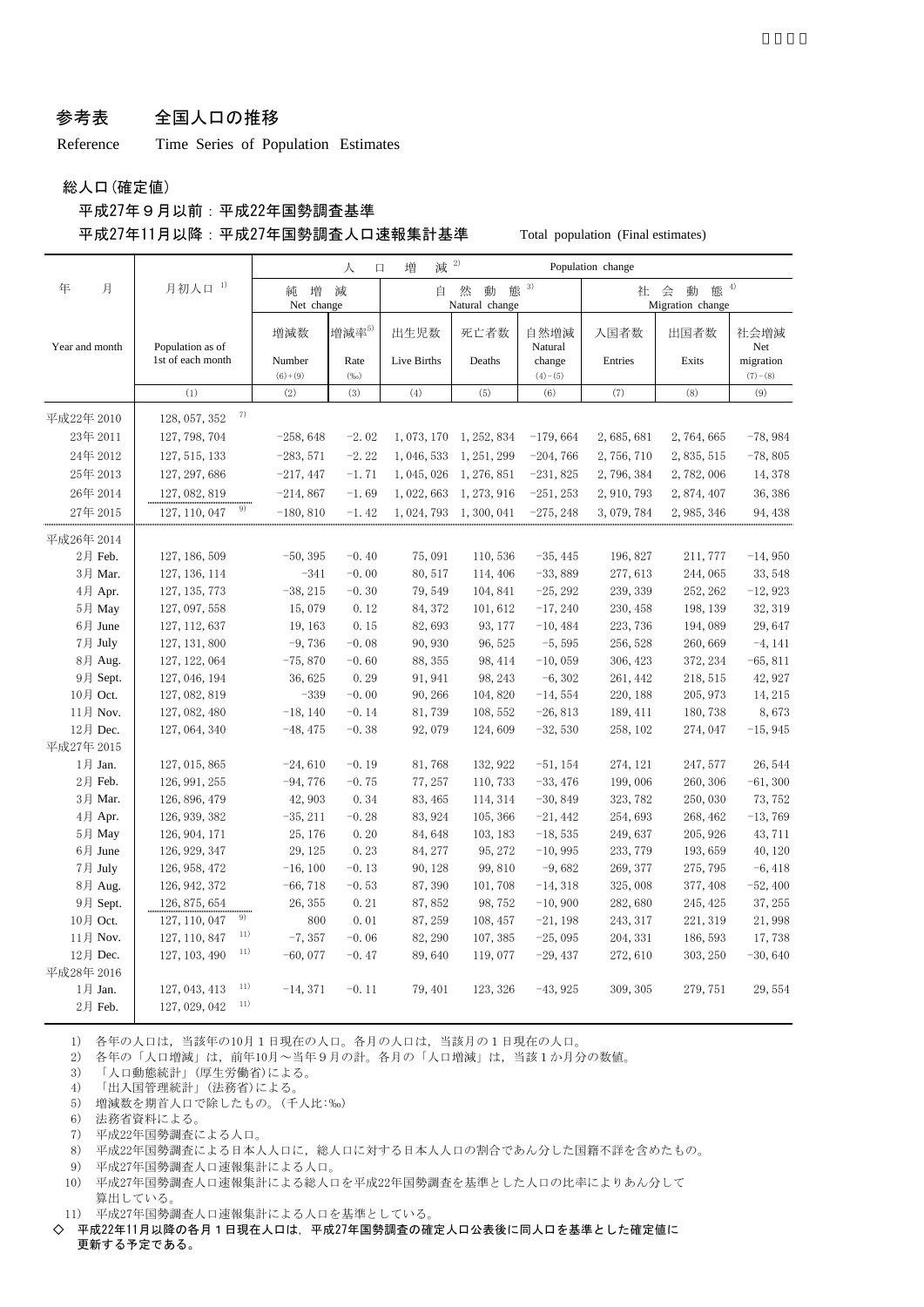## 参考表　全国人口の推移

Reference　Time Series of Population Estimates

総人口(確定値)

平成27年９月以前：平成22年国勢調査基準

平成27年11月以降：平成27年国勢調査人口速報集計基準　　Total population (Final estimates)

| 年　月 | 月初人口 [1] | 人口増減 [2] Population change | | | | | | | |
|---|---|---|---|---|---|---|---|---|---|
| | | 純増減 Net change | | 自然動態 [3] Natural change | | | 社会動態 [4] Migration change | | |
| Year and month | Population as of 1st of each month | 増減数 Number (6)+(9) | 増減率[5] Rate (‰) | 出生児数 Live Births | 死亡者数 Deaths | 自然増減 Natural change (4)−(5) | 入国者数 Entries | 出国者数 Exits | 社会増減 Net migration (7)−(8) |
| | (1) | (2) | (3) | (4) | (5) | (6) | (7) | (8) | (9) |
| 平成22年 2010 | 128, 057, 352 [7] | | | | | | | | |
| 23年 2011 | 127, 798, 704 | −258, 648 | −2. 02 | 1, 073, 170 | 1, 252, 834 | −179, 664 | 2, 685, 681 | 2, 764, 665 | −78, 984 |
| 24年 2012 | 127, 515, 133 | −283, 571 | −2. 22 | 1, 046, 533 | 1, 251, 299 | −204, 766 | 2, 756, 710 | 2, 835, 515 | −78, 805 |
| 25年 2013 | 127, 297, 686 | −217, 447 | −1. 71 | 1, 045, 026 | 1, 276, 851 | −231, 825 | 2, 796, 384 | 2, 782, 006 | 14, 378 |
| 26年 2014 | 127, 082, 819 | −214, 867 | −1. 69 | 1, 022, 663 | 1, 273, 916 | −251, 253 | 2, 910, 793 | 2, 874, 407 | 36, 386 |
| 27年 2015 | 127, 110, 047 [9] | −180, 810 | −1. 42 | 1, 024, 793 | 1, 300, 041 | −275, 248 | 3, 079, 784 | 2, 985, 346 | 94, 438 |
| 平成26年 2014 | | | | | | | | | |
| 2月 Feb. | 127, 186, 509 | −50, 395 | −0. 40 | 75, 091 | 110, 536 | −35, 445 | 196, 827 | 211, 777 | −14, 950 |
| 3月 Mar. | 127, 136, 114 | −341 | −0. 00 | 80, 517 | 114, 406 | −33, 889 | 277, 613 | 244, 065 | 33, 548 |
| 4月 Apr. | 127, 135, 773 | −38, 215 | −0. 30 | 79, 549 | 104, 841 | −25, 292 | 239, 339 | 252, 262 | −12, 923 |
| 5月 May | 127, 097, 558 | 15, 079 | 0. 12 | 84, 372 | 101, 612 | −17, 240 | 230, 458 | 198, 139 | 32, 319 |
| 6月 June | 127, 112, 637 | 19, 163 | 0. 15 | 82, 693 | 93, 177 | −10, 484 | 223, 736 | 194, 089 | 29, 647 |
| 7月 July | 127, 131, 800 | −9, 736 | −0. 08 | 90, 930 | 96, 525 | −5, 595 | 256, 528 | 260, 669 | −4, 141 |
| 8月 Aug. | 127, 122, 064 | −75, 870 | −0. 60 | 88, 355 | 98, 414 | −10, 059 | 306, 423 | 372, 234 | −65, 811 |
| 9月 Sept. | 127, 046, 194 | 36, 625 | 0. 29 | 91, 941 | 98, 243 | −6, 302 | 261, 442 | 218, 515 | 42, 927 |
| 10月 Oct. | 127, 082, 819 | −339 | −0. 00 | 90, 266 | 104, 820 | −14, 554 | 220, 188 | 205, 973 | 14, 215 |
| 11月 Nov. | 127, 082, 480 | −18, 140 | −0. 14 | 81, 739 | 108, 552 | −26, 813 | 189, 411 | 180, 738 | 8, 673 |
| 12月 Dec. | 127, 064, 340 | −48, 475 | −0. 38 | 92, 079 | 124, 609 | −32, 530 | 258, 102 | 274, 047 | −15, 945 |
| 平成27年 2015 | | | | | | | | | |
| 1月 Jan. | 127, 015, 865 | −24, 610 | −0. 19 | 81, 768 | 132, 922 | −51, 154 | 274, 121 | 247, 577 | 26, 544 |
| 2月 Feb. | 126, 991, 255 | −94, 776 | −0. 75 | 77, 257 | 110, 733 | −33, 476 | 199, 006 | 260, 306 | −61, 300 |
| 3月 Mar. | 126, 896, 479 | 42, 903 | 0. 34 | 83, 465 | 114, 314 | −30, 849 | 323, 782 | 250, 030 | 73, 752 |
| 4月 Apr. | 126, 939, 382 | −35, 211 | −0. 28 | 83, 924 | 105, 366 | −21, 442 | 254, 693 | 268, 462 | −13, 769 |
| 5月 May | 126, 904, 171 | 25, 176 | 0. 20 | 84, 648 | 103, 183 | −18, 535 | 249, 637 | 205, 926 | 43, 711 |
| 6月 June | 126, 929, 347 | 29, 125 | 0. 23 | 84, 277 | 95, 272 | −10, 995 | 233, 779 | 193, 659 | 40, 120 |
| 7月 July | 126, 958, 472 | −16, 100 | −0. 13 | 90, 128 | 99, 810 | −9, 682 | 269, 377 | 275, 795 | −6, 418 |
| 8月 Aug. | 126, 942, 372 | −66, 718 | −0. 53 | 87, 390 | 101, 708 | −14, 318 | 325, 008 | 377, 408 | −52, 400 |
| 9月 Sept. | 126, 875, 654 | 26, 355 | 0. 21 | 87, 852 | 98, 752 | −10, 900 | 282, 680 | 245, 425 | 37, 255 |
| 10月 Oct. | 127, 110, 047 [9] | 800 | 0. 01 | 87, 259 | 108, 457 | −21, 198 | 243, 317 | 221, 319 | 21, 998 |
| 11月 Nov. | 127, 110, 847 [11] | −7, 357 | −0. 06 | 82, 290 | 107, 385 | −25, 095 | 204, 331 | 186, 593 | 17, 738 |
| 12月 Dec. | 127, 103, 490 [11] | −60, 077 | −0. 47 | 89, 640 | 119, 077 | −29, 437 | 272, 610 | 303, 250 | −30, 640 |
| 平成28年 2016 | | | | | | | | | |
| 1月 Jan. | 127, 043, 413 [11] | −14, 371 | −0. 11 | 79, 401 | 123, 326 | −43, 925 | 309, 305 | 279, 751 | 29, 554 |
| 2月 Feb. | 127, 029, 042 [11] | | | | | | | | |

1)　各年の人口は，当該年の10月１日現在の人口。各月の人口は，当該月の１日現在の人口。

2)　各年の「人口増減」は，前年10月～当年９月の計。各月の「人口増減」は，当該１か月分の数値。

3)　「人口動態統計」(厚生労働省)による。

4)　「出入国管理統計」(法務省)による。

5)　増減数を期首人口で除したもの。(千人比:‰)

6)　法務省資料による。

7)　平成22年国勢調査による人口。

8)　平成22年国勢調査による日本人人口に，総人口に対する日本人人口の割合であん分した国籍不詳を含めたもの。

9)　平成27年国勢調査人口速報集計による人口。

10)　平成27年国勢調査人口速報集計による総人口を平成22年国勢調査を基準とした人口の比率によりあん分して算出している。

11)　平成27年国勢調査人口速報集計による人口を基準としている。

**◇　平成22年11月以降の各月１日現在人口は，平成27年国勢調査の確定人口公表後に同人口を基準とした確定値に更新する予定である。**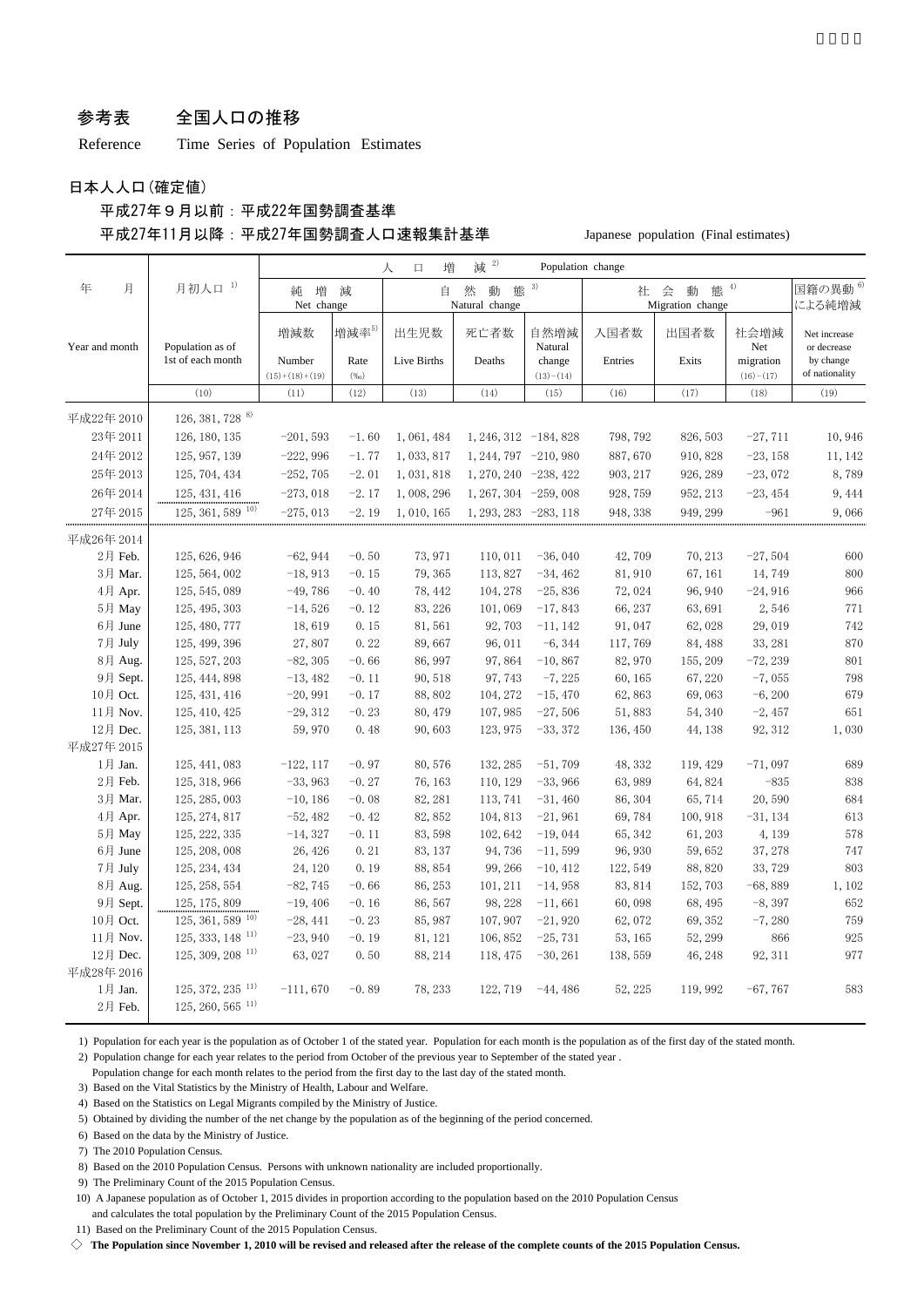# 参考表　全国人口の推移

Reference　Time Series of Population Estimates

## 日本人人口(確定値)

平成27年９月以前：平成22年国勢調査基準

平成27年11月以降：平成27年国勢調査人口速報集計基準

Japanese population (Final estimates)

| 年　月 Year and month | 月初人口 1) Population as of 1st of each month | 人口増減 2) Population change 純増減 Net change 増減数 Number (15)+(18)+(19) | 増減率 5) Rate (‰) | 自然動態 3) Natural change 出生児数 Live Births | 死亡者数 Deaths | 自然増減 Natural change (13)−(14) | 社会動態 4) Migration change 入国者数 Entries | 出国者数 Exits | 社会増減 Net migration (16)−(17) | 国籍の異動による純増減 6) Net increase or decrease by change of nationality |
|---|---|---|---|---|---|---|---|---|---|---|
| | (10) | (11) | (12) | (13) | (14) | (15) | (16) | (17) | (18) | (19) |
| 平成22年 2010 | 126, 381, 728 8) | | | | | | | | | |
| 23年 2011 | 126, 180, 135 | −201, 593 | −1. 60 | 1, 061, 484 | 1, 246, 312 | −184, 828 | 798, 792 | 826, 503 | −27, 711 | 10, 946 |
| 24年 2012 | 125, 957, 139 | −222, 996 | −1. 77 | 1, 033, 817 | 1, 244, 797 | −210, 980 | 887, 670 | 910, 828 | −23, 158 | 11, 142 |
| 25年 2013 | 125, 704, 434 | −252, 705 | −2. 01 | 1, 031, 818 | 1, 270, 240 | −238, 422 | 903, 217 | 926, 289 | −23, 072 | 8, 789 |
| 26年 2014 | 125, 431, 416 | −273, 018 | −2. 17 | 1, 008, 296 | 1, 267, 304 | −259, 008 | 928, 759 | 952, 213 | −23, 454 | 9, 444 |
| 27年 2015 | 125, 361, 589 10) | −275, 013 | −2. 19 | 1, 010, 165 | 1, 293, 283 | −283, 118 | 948, 338 | 949, 299 | −961 | 9, 066 |
| 平成26年 2014 | | | | | | | | | | |
| 2月 Feb. | 125, 626, 946 | −62, 944 | −0. 50 | 73, 971 | 110, 011 | −36, 040 | 42, 709 | 70, 213 | −27, 504 | 600 |
| 3月 Mar. | 125, 564, 002 | −18, 913 | −0. 15 | 79, 365 | 113, 827 | −34, 462 | 81, 910 | 67, 161 | 14, 749 | 800 |
| 4月 Apr. | 125, 545, 089 | −49, 786 | −0. 40 | 78, 442 | 104, 278 | −25, 836 | 72, 024 | 96, 940 | −24, 916 | 966 |
| 5月 May | 125, 495, 303 | −14, 526 | −0. 12 | 83, 226 | 101, 069 | −17, 843 | 66, 237 | 63, 691 | 2, 546 | 771 |
| 6月 June | 125, 480, 777 | 18, 619 | 0. 15 | 81, 561 | 92, 703 | −11, 142 | 91, 047 | 62, 028 | 29, 019 | 742 |
| 7月 July | 125, 499, 396 | 27, 807 | 0. 22 | 89, 667 | 96, 011 | −6, 344 | 117, 769 | 84, 488 | 33, 281 | 870 |
| 8月 Aug. | 125, 527, 203 | −82, 305 | −0. 66 | 86, 997 | 97, 864 | −10, 867 | 82, 970 | 155, 209 | −72, 239 | 801 |
| 9月 Sept. | 125, 444, 898 | −13, 482 | −0. 11 | 90, 518 | 97, 743 | −7, 225 | 60, 165 | 67, 220 | −7, 055 | 798 |
| 10月 Oct. | 125, 431, 416 | −20, 991 | −0. 17 | 88, 802 | 104, 272 | −15, 470 | 62, 863 | 69, 063 | −6, 200 | 679 |
| 11月 Nov. | 125, 410, 425 | −29, 312 | −0. 23 | 80, 479 | 107, 985 | −27, 506 | 51, 883 | 54, 340 | −2, 457 | 651 |
| 12月 Dec. | 125, 381, 113 | 59, 970 | 0. 48 | 90, 603 | 123, 975 | −33, 372 | 136, 450 | 44, 138 | 92, 312 | 1, 030 |
| 平成27年 2015 | | | | | | | | | | |
| 1月 Jan. | 125, 441, 083 | −122, 117 | −0. 97 | 80, 576 | 132, 285 | −51, 709 | 48, 332 | 119, 429 | −71, 097 | 689 |
| 2月 Feb. | 125, 318, 966 | −33, 963 | −0. 27 | 76, 163 | 110, 129 | −33, 966 | 63, 989 | 64, 824 | −835 | 838 |
| 3月 Mar. | 125, 285, 003 | −10, 186 | −0. 08 | 82, 281 | 113, 741 | −31, 460 | 86, 304 | 65, 714 | 20, 590 | 684 |
| 4月 Apr. | 125, 274, 817 | −52, 482 | −0. 42 | 82, 852 | 104, 813 | −21, 961 | 69, 784 | 100, 918 | −31, 134 | 613 |
| 5月 May | 125, 222, 335 | −14, 327 | −0. 11 | 83, 598 | 102, 642 | −19, 044 | 65, 342 | 61, 203 | 4, 139 | 578 |
| 6月 June | 125, 208, 008 | 26, 426 | 0. 21 | 83, 137 | 94, 736 | −11, 599 | 96, 930 | 59, 652 | 37, 278 | 747 |
| 7月 July | 125, 234, 434 | 24, 120 | 0. 19 | 88, 854 | 99, 266 | −10, 412 | 122, 549 | 88, 820 | 33, 729 | 803 |
| 8月 Aug. | 125, 258, 554 | −82, 745 | −0. 66 | 86, 253 | 101, 211 | −14, 958 | 83, 814 | 152, 703 | −68, 889 | 1, 102 |
| 9月 Sept. | 125, 175, 809 | −19, 406 | −0. 16 | 86, 567 | 98, 228 | −11, 661 | 60, 098 | 68, 495 | −8, 397 | 652 |
| 10月 Oct. | 125, 361, 589 10) | −28, 441 | −0. 23 | 85, 987 | 107, 907 | −21, 920 | 62, 072 | 69, 352 | −7, 280 | 759 |
| 11月 Nov. | 125, 333, 148 11) | −23, 940 | −0. 19 | 81, 121 | 106, 852 | −25, 731 | 53, 165 | 52, 299 | 866 | 925 |
| 12月 Dec. | 125, 309, 208 11) | 63, 027 | 0. 50 | 88, 214 | 118, 475 | −30, 261 | 138, 559 | 46, 248 | 92, 311 | 977 |
| 平成28年 2016 | | | | | | | | | | |
| 1月 Jan. | 125, 372, 235 11) | −111, 670 | −0. 89 | 78, 233 | 122, 719 | −44, 486 | 52, 225 | 119, 992 | −67, 767 | 583 |
| 2月 Feb. | 125, 260, 565 11) | | | | | | | | | |

1) Population for each year is the population as of October 1 of the stated year. Population for each month is the population as of the first day of the stated month.
2) Population change for each year relates to the period from October of the previous year to September of the stated year .
Population change for each month relates to the period from the first day to the last day of the stated month.
3) Based on the Vital Statistics by the Ministry of Health, Labour and Welfare.
4) Based on the Statistics on Legal Migrants compiled by the Ministry of Justice.
5) Obtained by dividing the number of the net change by the population as of the beginning of the period concerned.
6) Based on the data by the Ministry of Justice.
7) The 2010 Population Census.
8) Based on the 2010 Population Census. Persons with unknown nationality are included proportionally.
9) The Preliminary Count of the 2015 Population Census.
10) A Japanese population as of October 1, 2015 divides in proportion according to the population based on the 2010 Population Census and calculates the total population by the Preliminary Count of the 2015 Population Census.
11) Based on the Preliminary Count of the 2015 Population Census.

◇ **The Population since November 1, 2010 will be revised and released after the release of the complete counts of the 2015 Population Census.**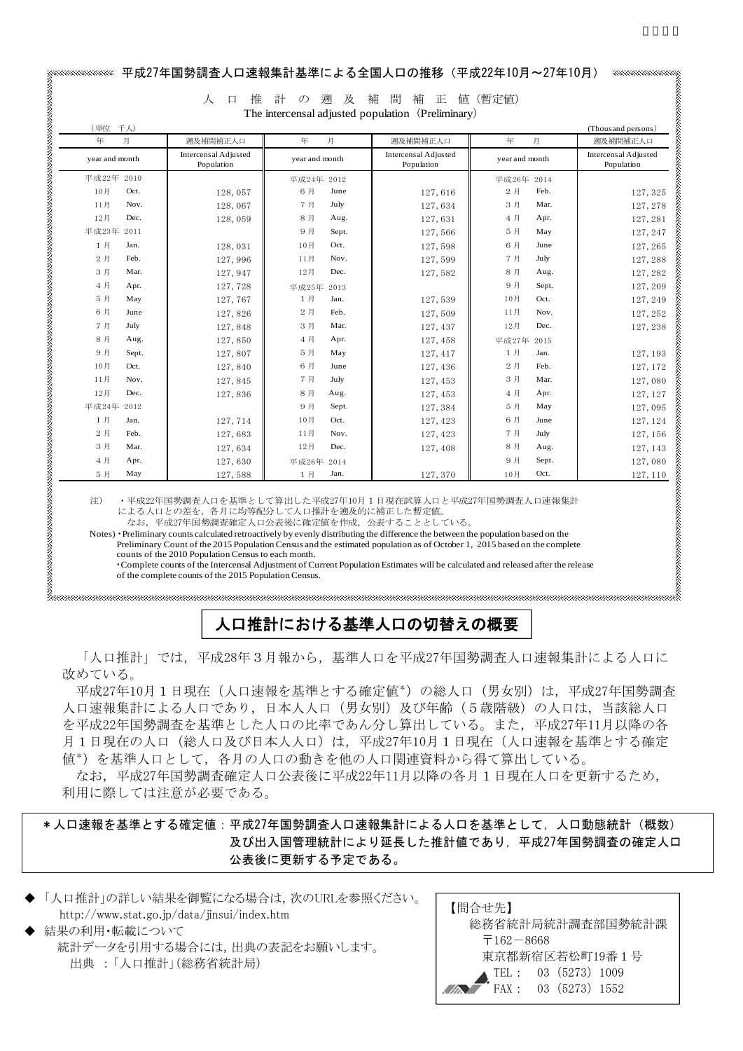## 平成27年国勢調査人口速報集計基準による全国人口の推移（平成22年10月～27年10月）

人 口 推 計 の 遡 及 補 間 補 正 値（暫定値）

The intercensal adjusted population (Preliminary)

（単位 千人） (Thousand persons)

| 年 月 | | 遡及補間補正人口 | 年 月 | | 遡及補間補正人口 | 年 月 | | 遡及補間補正人口 |
|---|---|---|---|---|---|---|---|---|
| year and month | | Intercensal Adjusted Population | year and month | | Intercensal Adjusted Population | year and month | | Intercensal Adjusted Population |
| 平成22年 2010 | | | 平成24年 2012 | | | 平成26年 2014 | | |
| 10月 | Oct. | 128,057 | 6月 | June | 127,616 | 2月 | Feb. | 127,325 |
| 11月 | Nov. | 128,067 | 7月 | July | 127,634 | 3月 | Mar. | 127,278 |
| 12月 | Dec. | 128,059 | 8月 | Aug. | 127,631 | 4月 | Apr. | 127,281 |
| 平成23年 2011 | | | 9月 | Sept. | 127,566 | 5月 | May | 127,247 |
| 1月 | Jan. | 128,031 | 10月 | Oct. | 127,598 | 6月 | June | 127,265 |
| 2月 | Feb. | 127,996 | 11月 | Nov. | 127,599 | 7月 | July | 127,288 |
| 3月 | Mar. | 127,947 | 12月 | Dec. | 127,582 | 8月 | Aug. | 127,282 |
| 4月 | Apr. | 127,728 | 平成25年 2013 | | | 9月 | Sept. | 127,209 |
| 5月 | May | 127,767 | 1月 | Jan. | 127,539 | 10月 | Oct. | 127,249 |
| 6月 | June | 127,826 | 2月 | Feb. | 127,509 | 11月 | Nov. | 127,252 |
| 7月 | July | 127,848 | 3月 | Mar. | 127,437 | 12月 | Dec. | 127,238 |
| 8月 | Aug. | 127,850 | 4月 | Apr. | 127,458 | 平成27年 2015 | | |
| 9月 | Sept. | 127,807 | 5月 | May | 127,417 | 1月 | Jan. | 127,193 |
| 10月 | Oct. | 127,840 | 6月 | June | 127,436 | 2月 | Feb. | 127,172 |
| 11月 | Nov. | 127,845 | 7月 | July | 127,453 | 3月 | Mar. | 127,080 |
| 12月 | Dec. | 127,836 | 8月 | Aug. | 127,453 | 4月 | Apr. | 127,127 |
| 平成24年 2012 | | | 9月 | Sept. | 127,384 | 5月 | May | 127,095 |
| 1月 | Jan. | 127,714 | 10月 | Oct. | 127,423 | 6月 | June | 127,124 |
| 2月 | Feb. | 127,683 | 11月 | Nov. | 127,423 | 7月 | July | 127,156 |
| 3月 | Mar. | 127,634 | 12月 | Dec. | 127,408 | 8月 | Aug. | 127,143 |
| 4月 | Apr. | 127,630 | 平成26年 2014 | | | 9月 | Sept. | 127,080 |
| 5月 | May | 127,588 | 1月 | Jan. | 127,370 | 10月 | Oct. | 127,110 |

注） ・平成22年国勢調査人口を基準として算出した平成27年10月１日現在試算人口と平成27年国勢調査人口速報集計による人口との差を，各月に均等配分して人口推計を遡及的に補正した暫定値。
なお，平成27年国勢調査確定人口公表後に確定値を作成，公表することとしている。

Notes) ・Preliminary counts calculated retroactively by evenly distributing the difference between the population based on the Preliminary Count of the 2015 Population Census and the estimated population as of October 1, 2015 based on the complete counts of the 2010 Population Census to each month.
・Complete counts of the Intercensal Adjustment of Current Population Estimates will be calculated and released after the release of the complete counts of the 2015 Population Census.

## 人口推計における基準人口の切替えの概要

「人口推計」では，平成28年３月報から，基準人口を平成27年国勢調査人口速報集計による人口に改めている。

平成27年10月１日現在（人口速報を基準とする確定値*）の総人口（男女別）は，平成27年国勢調査人口速報集計による人口であり，日本人人口（男女別）及び年齢（５歳階級）の人口は，当該総人口を平成22年国勢調査を基準とした人口の比率であん分し算出している。また，平成27年11月以降の各月１日現在の人口（総人口及び日本人人口）は，平成27年10月１日現在（人口速報を基準とする確定値*）を基準人口として，各月の人口の動きを他の人口関連資料から得て算出している。

なお，平成27年国勢調査確定人口公表後に平成22年11月以降の各月１日現在人口を更新するため，利用に際しては注意が必要である。

**＊人口速報を基準とする確定値：平成27年国勢調査人口速報集計による人口を基準として，人口動態統計（概数）及び出入国管理統計により延長した推計値であり，平成27年国勢調査の確定人口公表後に更新する予定である。**

◆ 「人口推計」の詳しい結果を御覧になる場合は，次のURLを参照ください。
http://www.stat.go.jp/data/jinsui/index.htm

◆ 結果の利用・転載について
統計データを引用する場合には，出典の表記をお願いします。
出典 ：「人口推計」(総務省統計局)

【問合せ先】
総務省統計局統計調査部国勢統計課
〒162－8668
東京都新宿区若松町19番１号
TEL： 03（5273）1009
FAX： 03（5273）1552